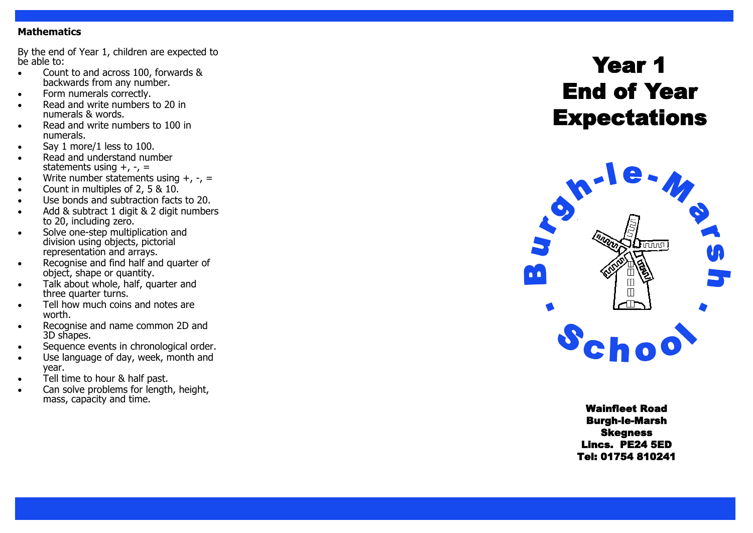## Mathematics

By the end of Year 1, children are expected to be able to:

- Count to and across 100, forwards & backwards from any number.
- Form numerals correctly.
- Read and write numbers to 20 in numerals & words.
- Read and write numbers to 100 in numerals.
- Say 1 more/1 less to 100.
- Read and understand number statements using +, -, =
- Write number statements using +, -, =
- Count in multiples of 2, 5 & 10.
- Use bonds and subtraction facts to 20.
- Add & subtract 1 digit & 2 digit numbers to 20, including zero.
- Solve one-step multiplication and division using objects, pictorial representation and arrays.
- Recognise and find half and quarter of object, shape or quantity.
- Talk about whole, half, quarter and three quarter turns.
- Tell how much coins and notes are worth.
- Recognise and name common 2D and 3D shapes.
- Sequence events in chronological order.
- Use language of day, week, month and year.
- Tell time to hour & half past.
- Can solve problems for length, height, mass, capacity and time.

# Year 1 End of Year Expectations

Burgh-le-Marsh School

**Wainfleet Road**
**Burgh-le-Marsh**
**Skegness**
**Lincs. PE24 5ED**
**Tel: 01754 810241**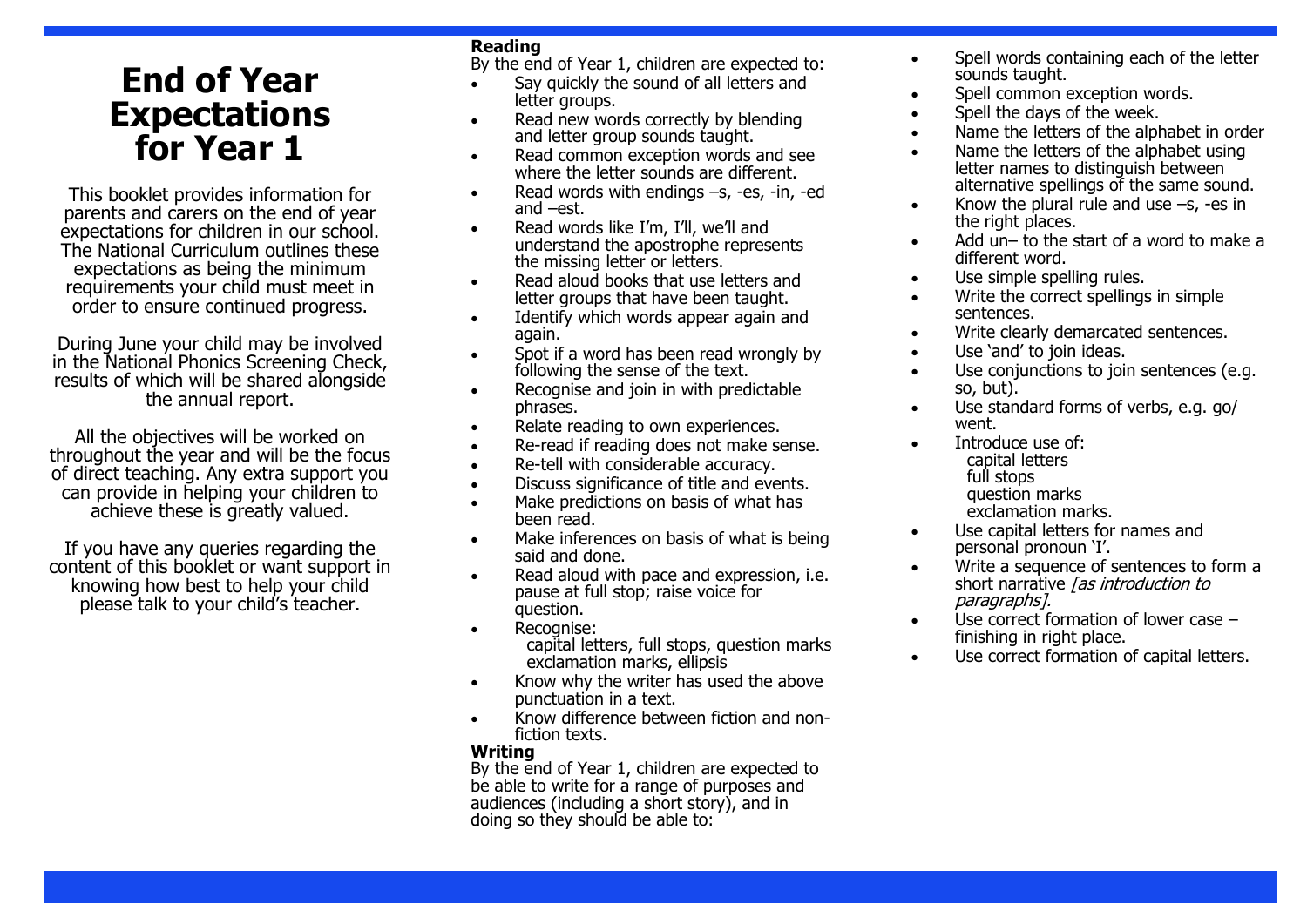# End of Year Expectations for Year 1

This booklet provides information for parents and carers on the end of year expectations for children in our school. The National Curriculum outlines these expectations as being the minimum requirements your child must meet in order to ensure continued progress.

During June your child may be involved in the National Phonics Screening Check, results of which will be shared alongside the annual report.

All the objectives will be worked on throughout the year and will be the focus of direct teaching. Any extra support you can provide in helping your children to achieve these is greatly valued.

If you have any queries regarding the content of this booklet or want support in knowing how best to help your child please talk to your child's teacher.

**Reading**

By the end of Year 1, children are expected to:

- Say quickly the sound of all letters and letter groups.
- Read new words correctly by blending and letter group sounds taught.
- Read common exception words and see where the letter sounds are different.
- Read words with endings –s, -es, -in, -ed and –est.
- Read words like I'm, I'll, we'll and understand the apostrophe represents the missing letter or letters.
- Read aloud books that use letters and letter groups that have been taught.
- Identify which words appear again and again.
- Spot if a word has been read wrongly by following the sense of the text.
- Recognise and join in with predictable phrases.
- Relate reading to own experiences.
- Re-read if reading does not make sense.
- Re-tell with considerable accuracy.
- Discuss significance of title and events.
- Make predictions on basis of what has been read.
- Make inferences on basis of what is being said and done.
- Read aloud with pace and expression, i.e. pause at full stop; raise voice for question.
- Recognise:
  capital letters, full stops, question marks
  exclamation marks, ellipsis
- Know why the writer has used the above punctuation in a text.
- Know difference between fiction and non-fiction texts.

**Writing**

By the end of Year 1, children are expected to be able to write for a range of purposes and audiences (including a short story), and in doing so they should be able to:

- Spell words containing each of the letter sounds taught.
- Spell common exception words.
- Spell the days of the week.
- Name the letters of the alphabet in order
- Name the letters of the alphabet using letter names to distinguish between alternative spellings of the same sound.
- Know the plural rule and use –s, -es in the right places.
- Add un– to the start of a word to make a different word.
- Use simple spelling rules.
- Write the correct spellings in simple sentences.
- Write clearly demarcated sentences.
- Use 'and' to join ideas.
- Use conjunctions to join sentences (e.g. so, but).
- Use standard forms of verbs, e.g. go/went.
- Introduce use of:
  capital letters
  full stops
  question marks
  exclamation marks.
- Use capital letters for names and personal pronoun 'I'.
- Write a sequence of sentences to form a short narrative *[as introduction to paragraphs].*
- Use correct formation of lower case – finishing in right place.
- Use correct formation of capital letters.